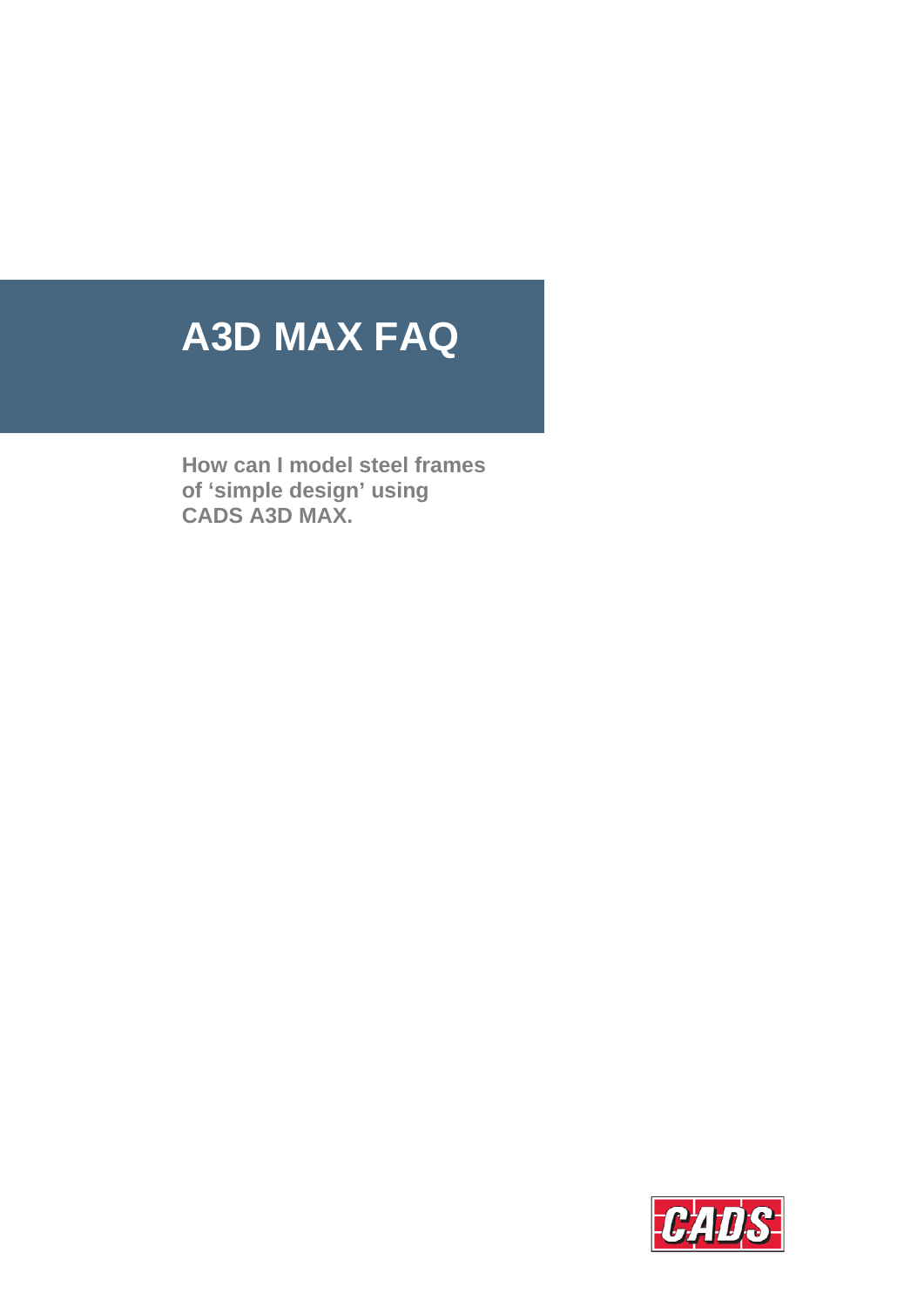# A3D MAX FAQ

**How can I model steel frames of 'simple design' using CADS A3D MAX.**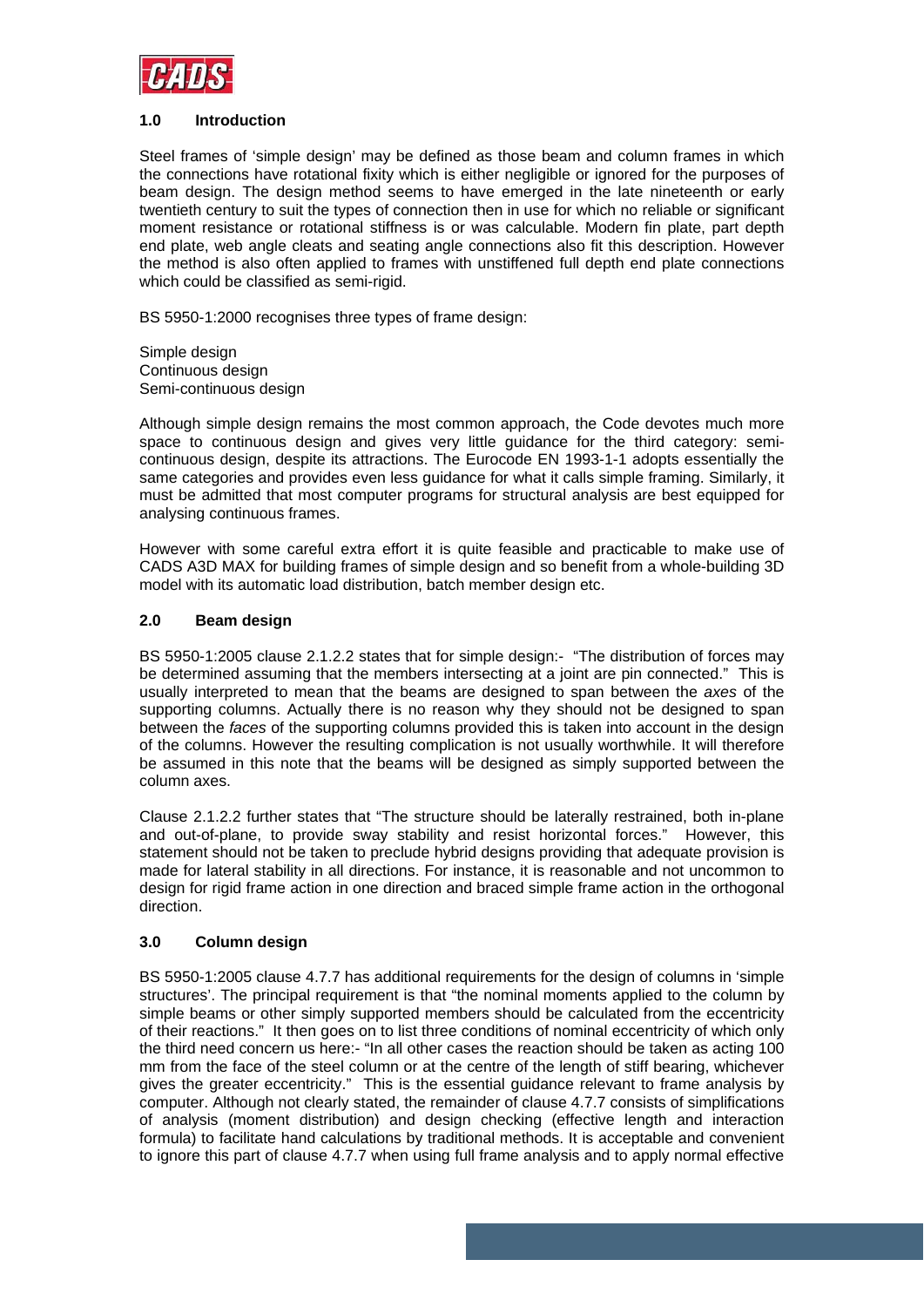## 1.0 Introduction

Steel frames of 'simple design' may be defined as those beam and column frames in which the connections have rotational fixity which is either negligible or ignored for the purposes of beam design. The design method seems to have emerged in the late nineteenth or early twentieth century to suit the types of connection then in use for which no reliable or significant moment resistance or rotational stiffness is or was calculable. Modern fin plate, part depth end plate, web angle cleats and seating angle connections also fit this description. However the method is also often applied to frames with unstiffened full depth end plate connections which could be classified as semi-rigid.

BS 5950-1:2000 recognises three types of frame design:

Simple design
Continuous design
Semi-continuous design

Although simple design remains the most common approach, the Code devotes much more space to continuous design and gives very little guidance for the third category: semi-continuous design, despite its attractions. The Eurocode EN 1993-1-1 adopts essentially the same categories and provides even less guidance for what it calls simple framing. Similarly, it must be admitted that most computer programs for structural analysis are best equipped for analysing continuous frames.

However with some careful extra effort it is quite feasible and practicable to make use of CADS A3D MAX for building frames of simple design and so benefit from a whole-building 3D model with its automatic load distribution, batch member design etc.

## 2.0 Beam design

BS 5950-1:2005 clause 2.1.2.2 states that for simple design:- "The distribution of forces may be determined assuming that the members intersecting at a joint are pin connected." This is usually interpreted to mean that the beams are designed to span between the *axes* of the supporting columns. Actually there is no reason why they should not be designed to span between the *faces* of the supporting columns provided this is taken into account in the design of the columns. However the resulting complication is not usually worthwhile. It will therefore be assumed in this note that the beams will be designed as simply supported between the column axes.

Clause 2.1.2.2 further states that "The structure should be laterally restrained, both in-plane and out-of-plane, to provide sway stability and resist horizontal forces." However, this statement should not be taken to preclude hybrid designs providing that adequate provision is made for lateral stability in all directions. For instance, it is reasonable and not uncommon to design for rigid frame action in one direction and braced simple frame action in the orthogonal direction.

## 3.0 Column design

BS 5950-1:2005 clause 4.7.7 has additional requirements for the design of columns in 'simple structures'. The principal requirement is that "the nominal moments applied to the column by simple beams or other simply supported members should be calculated from the eccentricity of their reactions." It then goes on to list three conditions of nominal eccentricity of which only the third need concern us here:- "In all other cases the reaction should be taken as acting 100 mm from the face of the steel column or at the centre of the length of stiff bearing, whichever gives the greater eccentricity." This is the essential guidance relevant to frame analysis by computer. Although not clearly stated, the remainder of clause 4.7.7 consists of simplifications of analysis (moment distribution) and design checking (effective length and interaction formula) to facilitate hand calculations by traditional methods. It is acceptable and convenient to ignore this part of clause 4.7.7 when using full frame analysis and to apply normal effective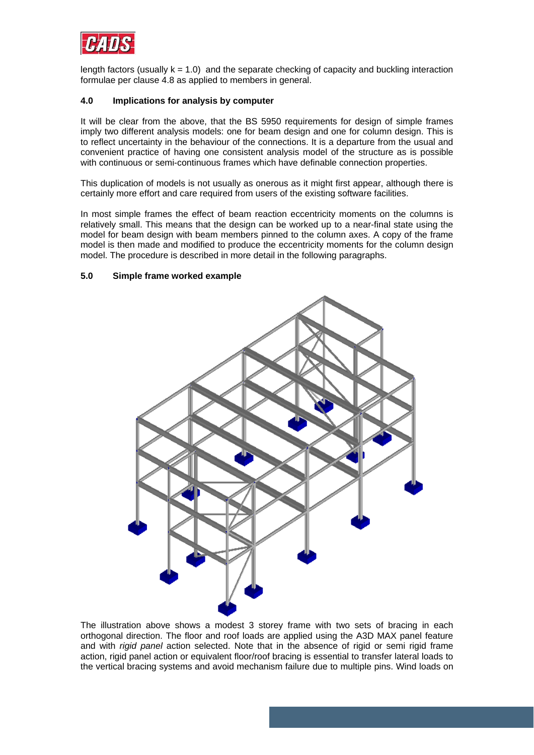length factors (usually k = 1.0) and the separate checking of capacity and buckling interaction formulae per clause 4.8 as applied to members in general.

## 4.0 Implications for analysis by computer

It will be clear from the above, that the BS 5950 requirements for design of simple frames imply two different analysis models: one for beam design and one for column design. This is to reflect uncertainty in the behaviour of the connections. It is a departure from the usual and convenient practice of having one consistent analysis model of the structure as is possible with continuous or semi-continuous frames which have definable connection properties.

This duplication of models is not usually as onerous as it might first appear, although there is certainly more effort and care required from users of the existing software facilities.

In most simple frames the effect of beam reaction eccentricity moments on the columns is relatively small. This means that the design can be worked up to a near-final state using the model for beam design with beam members pinned to the column axes. A copy of the frame model is then made and modified to produce the eccentricity moments for the column design model. The procedure is described in more detail in the following paragraphs.

## 5.0 Simple frame worked example

The illustration above shows a modest 3 storey frame with two sets of bracing in each orthogonal direction. The floor and roof loads are applied using the A3D MAX panel feature and with *rigid panel* action selected. Note that in the absence of rigid or semi rigid frame action, rigid panel action or equivalent floor/roof bracing is essential to transfer lateral loads to the vertical bracing systems and avoid mechanism failure due to multiple pins. Wind loads on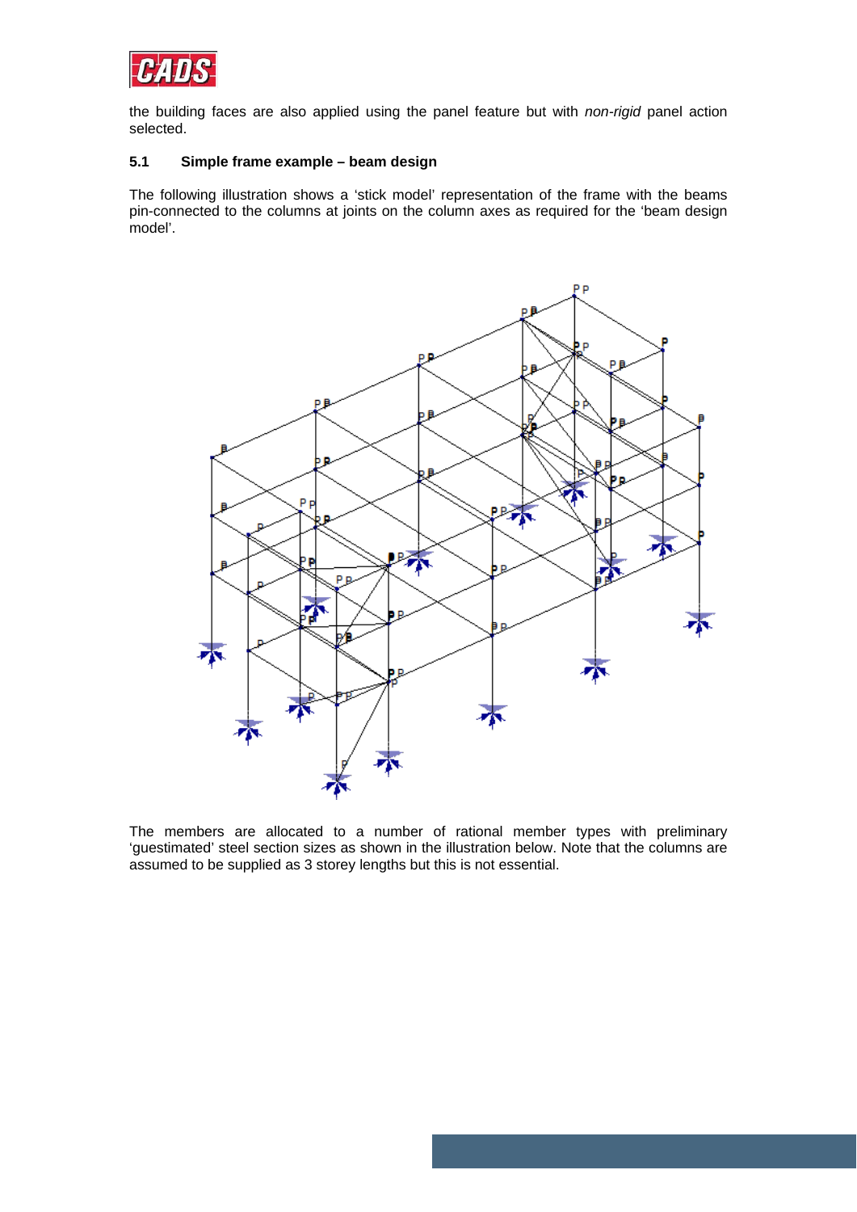the building faces are also applied using the panel feature but with *non-rigid* panel action selected.

### 5.1 Simple frame example – beam design

The following illustration shows a 'stick model' representation of the frame with the beams pin-connected to the columns at joints on the column axes as required for the 'beam design model'.

The members are allocated to a number of rational member types with preliminary 'guestimated' steel section sizes as shown in the illustration below. Note that the columns are assumed to be supplied as 3 storey lengths but this is not essential.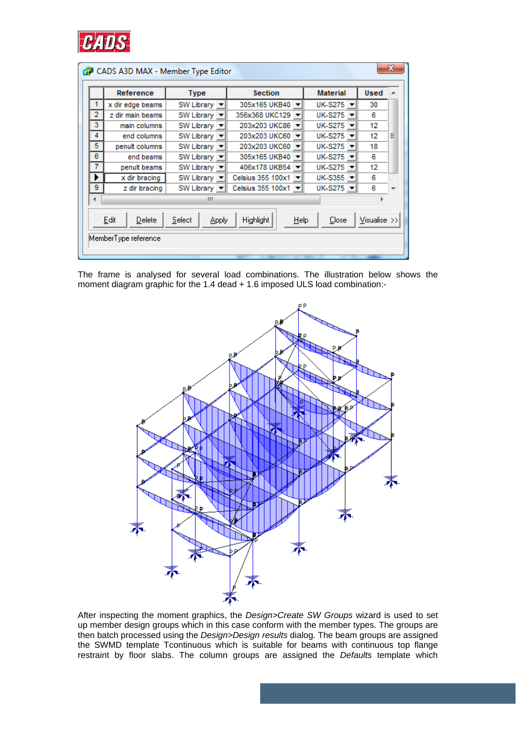CADS A3D MAX - Member Type Editor

| | Reference | Type | Section | Material | Used |
|---|---|---|---|---|---|
| 1 | x dir edge beams | SW Library | 305x165 UKB40 | UK-S275 | 30 |
| 2 | z dir main beams | SW Library | 356x368 UKC129 | UK-S275 | 6 |
| 3 | main columns | SW Library | 203x203 UKC86 | UK-S275 | 12 |
| 4 | end columns | SW Library | 203x203 UKC60 | UK-S275 | 12 |
| 5 | penult columns | SW Library | 203x203 UKC60 | UK-S275 | 18 |
| 6 | end beams | SW Library | 305x165 UKB40 | UK-S275 | 6 |
| 7 | penult beams | SW Library | 406x178 UKB54 | UK-S275 | 12 |
| ▶ | x dir bracing | SW Library | Celsius 355 100x1 | UK-S355 | 6 |
| 9 | z dir bracing | SW Library | Celsius 355 100x1 | UK-S275 | 6 |

Edit | Delete | Select | Apply | Highlight | Help | Close | Visualise >>

MemberType reference

The frame is analysed for several load combinations. The illustration below shows the moment diagram graphic for the 1.4 dead + 1.6 imposed ULS load combination:-

After inspecting the moment graphics, the *Design>Create SW Groups* wizard is used to set up member design groups which in this case conform with the member types. The groups are then batch processed using the *Design>Design results* dialog. The beam groups are assigned the SWMD template Tcontinuous which is suitable for beams with continuous top flange restraint by floor slabs. The column groups are assigned the *Defaults* template which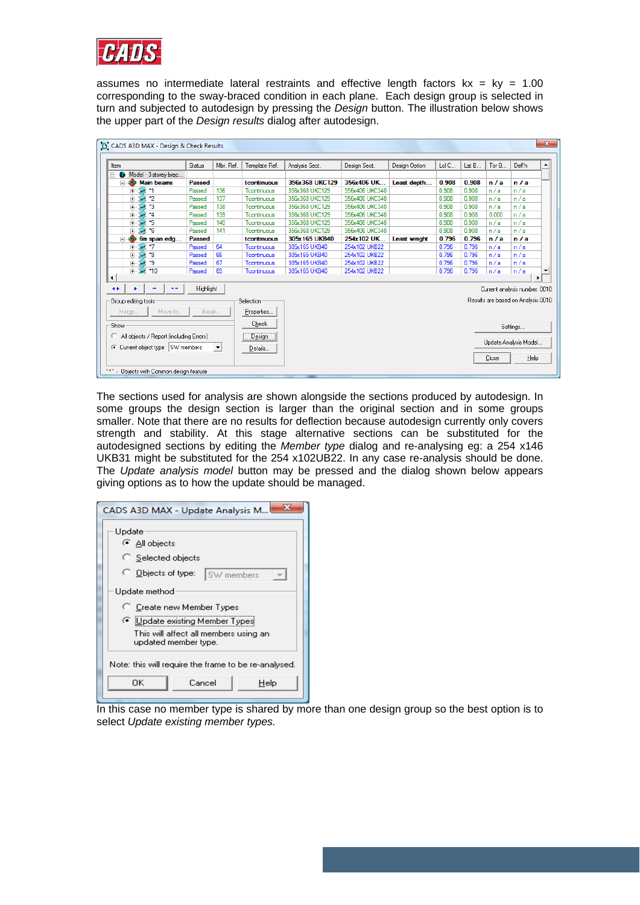assumes no intermediate lateral restraints and effective length factors kx = ky = 1.00 corresponding to the sway-braced condition in each plane. Each design group is selected in turn and subjected to autodesign by pressing the *Design* button. The illustration below shows the upper part of the *Design results* dialog after autodesign.

CADS A3D MAX - Design & Check Results

| Item | Status | Mbr. Ref. | Template Ref. | Analysis Sect. | Design Sect. | Design Option | Lcl C... | Lat B... | Tor B... | Defl'n |
|---|---|---|---|---|---|---|---|---|---|---|
| Model - 3 storey brac... | | | | | | | | | | |
| **Main beams** | **Passed** | | **tcontinuous** | **356x368 UKC129** | **356x406 UK...** | **Least depth...** | **0.908** | **0.908** | **n / a** | **n / a** |
| *1 | Passed | 136 | Tcontinuous | 356x368 UKC129 | 356x406 UKC340 | | 0.908 | 0.908 | n / a | n / a |
| *2 | Passed | 137 | Tcontinuous | 356x368 UKC129 | 356x406 UKC340 | | 0.908 | 0.908 | n / a | n / a |
| *3 | Passed | 138 | Tcontinuous | 356x368 UKC129 | 356x406 UKC340 | | 0.908 | 0.908 | n / a | n / a |
| *4 | Passed | 139 | Tcontinuous | 356x368 UKC129 | 356x406 UKC340 | | 0.908 | 0.908 | 0.000 | n / a |
| *5 | Passed | 140 | Tcontinuous | 356x368 UKC129 | 356x406 UKC340 | | 0.908 | 0.908 | n / a | n / a |
| *6 | Passed | 141 | Tcontinuous | 356x368 UKC129 | 356x406 UKC340 | | 0.908 | 0.908 | n / a | n / a |
| **6m span edg...** | **Passed** | | **tcontinuous** | **305x165 UKB40** | **254x102 UK...** | **Least weight** | **0.796** | **0.796** | **n / a** | **n / a** |
| *7 | Passed | 64 | Tcontinuous | 305x165 UKB40 | 254x102 UKB22 | | 0.796 | 0.796 | n / a | n / a |
| *8 | Passed | 66 | Tcontinuous | 305x165 UKB40 | 254x102 UKB22 | | 0.796 | 0.796 | n / a | n / a |
| *9 | Passed | 67 | Tcontinuous | 305x165 UKB40 | 254x102 UKB22 | | 0.796 | 0.796 | n / a | n / a |
| *10 | Passed | 68 | Tcontinuous | 305x165 UKB40 | 254x102 UKB22 | | 0.796 | 0.796 | n / a | n / a |

++ + − −− Highlight

Current analysis number: 0010
Results are based on Analysis 0010

Group editing tools: Merge... Move to... Break...

Selection: Properties... Check Design Details...

Show: All objects / Report (including Errors) / Current object type: SW members

Settings... Update Analysis Model... Close Help

'*' - Objects with Common design feature

The sections used for analysis are shown alongside the sections produced by autodesign. In some groups the design section is larger than the original section and in some groups smaller. Note that there are no results for deflection because autodesign currently only covers strength and stability. At this stage alternative sections can be substituted for the autodesigned sections by editing the *Member type* dialog and re-analysing eg: a 254 x146 UKB31 might be substituted for the 254 x102UB22. In any case re-analysis should be done. The *Update analysis model* button may be pressed and the dialog shown below appears giving options as to how the update should be managed.

CADS A3D MAX - Update Analysis M...

Update
- (•) All objects
- ( ) Selected objects
- ( ) Objects of type: SW members

Update method
- ( ) Create new Member Types
- (•) Update existing Member Types

This will affect all members using an updated member type.

Note: this will require the frame to be re-analysed.

OK Cancel Help

In this case no member type is shared by more than one design group so the best option is to select *Update existing member types.*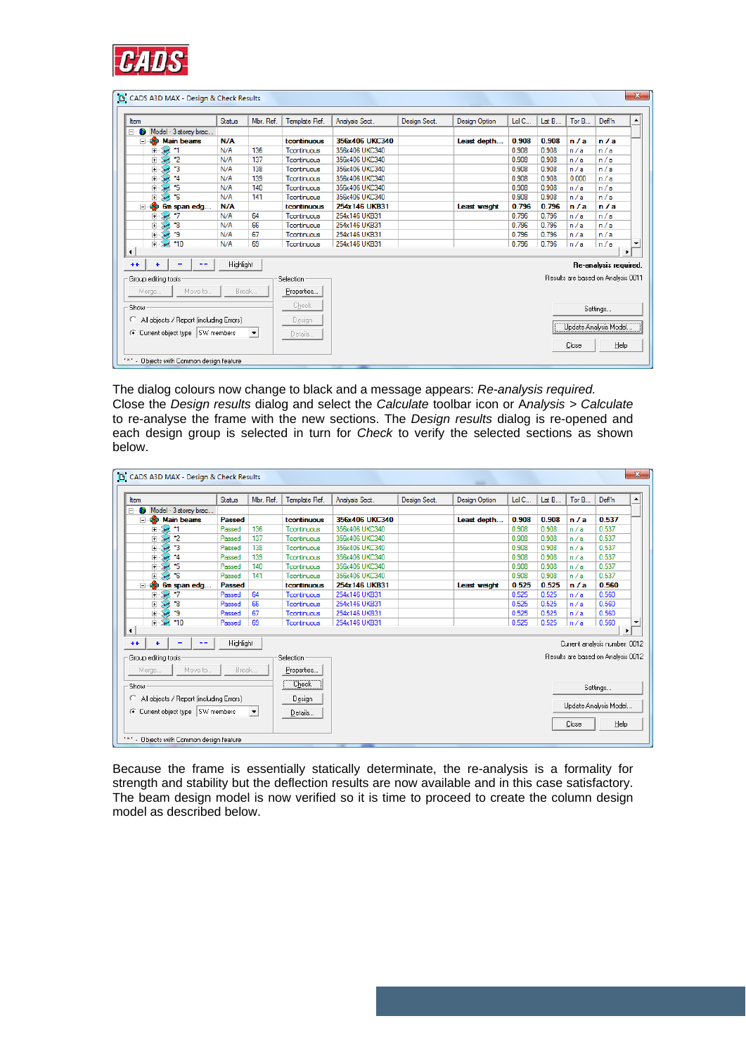**CADS A3D MAX - Design & Check Results**

| Item | Status | Mbr. Ref. | Template Ref. | Analysis Sect. | Design Sect. | Design Option | Lcl C... | Lat B... | Tor B... | Defl'n |
|---|---|---|---|---|---|---|---|---|---|---|
| Model - 3 storey brac... | | | | | | | | | | |
| **Main beams** | **N/A** | | **tcontinuous** | **356x406 UKC340** | | **Least depth...** | **0.908** | **0.908** | **n/a** | **n/a** |
| *1 | N/A | 136 | Tcontinuous | 356x406 UKC340 | | | 0.908 | 0.908 | n/a | n/a |
| *2 | N/A | 137 | Tcontinuous | 356x406 UKC340 | | | 0.908 | 0.908 | n/a | n/a |
| *3 | N/A | 138 | Tcontinuous | 356x406 UKC340 | | | 0.908 | 0.908 | n/a | n/a |
| *4 | N/A | 139 | Tcontinuous | 356x406 UKC340 | | | 0.908 | 0.908 | 0.000 | n/a |
| *5 | N/A | 140 | Tcontinuous | 356x406 UKC340 | | | 0.908 | 0.908 | n/a | n/a |
| *6 | N/A | 141 | Tcontinuous | 356x406 UKC340 | | | 0.908 | 0.908 | n/a | n/a |
| **6m span edg...** | **N/A** | | **tcontinuous** | **254x146 UKB31** | | **Least weight** | **0.796** | **0.796** | **n/a** | **n/a** |
| *7 | N/A | 64 | Tcontinuous | 254x146 UKB31 | | | 0.796 | 0.796 | n/a | n/a |
| *8 | N/A | 66 | Tcontinuous | 254x146 UKB31 | | | 0.796 | 0.796 | n/a | n/a |
| *9 | N/A | 67 | Tcontinuous | 254x146 UKB31 | | | 0.796 | 0.796 | n/a | n/a |
| *10 | N/A | 69 | Tcontinuous | 254x146 UKB31 | | | 0.796 | 0.796 | n/a | n/a |

**Re-analysis required.**
Results are based on Analysis 0011

'*' - Objects with Common design feature

The dialog colours now change to black and a message appears: *Re-analysis required.* Close the *Design results* dialog and select the *Calculate* toolbar icon or *Analysis > Calculate* to re-analyse the frame with the new sections. The *Design results* dialog is re-opened and each design group is selected in turn for *Check* to verify the selected sections as shown below.

**CADS A3D MAX - Design & Check Results**

| Item | Status | Mbr. Ref. | Template Ref. | Analysis Sect. | Design Sect. | Design Option | Lcl C... | Lat B... | Tor B... | Defl'n |
|---|---|---|---|---|---|---|---|---|---|---|
| Model - 3 storey brac... | | | | | | | | | | |
| **Main beams** | **Passed** | | **tcontinuous** | **356x406 UKC340** | | **Least depth...** | **0.908** | **0.908** | **n/a** | **0.537** |
| *1 | Passed | 136 | Tcontinuous | 356x406 UKC340 | | | 0.908 | 0.908 | n/a | 0.537 |
| *2 | Passed | 137 | Tcontinuous | 356x406 UKC340 | | | 0.908 | 0.908 | n/a | 0.537 |
| *3 | Passed | 138 | Tcontinuous | 356x406 UKC340 | | | 0.908 | 0.908 | n/a | 0.537 |
| *4 | Passed | 139 | Tcontinuous | 356x406 UKC340 | | | 0.908 | 0.908 | n/a | 0.537 |
| *5 | Passed | 140 | Tcontinuous | 356x406 UKC340 | | | 0.908 | 0.908 | n/a | 0.537 |
| *6 | Passed | 141 | Tcontinuous | 356x406 UKC340 | | | 0.908 | 0.908 | n/a | 0.537 |
| **6m span edg...** | **Passed** | | **tcontinuous** | **254x146 UKB31** | | **Least weight** | **0.525** | **0.525** | **n/a** | **0.560** |
| *7 | Passed | 64 | Tcontinuous | 254x146 UKB31 | | | 0.525 | 0.525 | n/a | 0.560 |
| *8 | Passed | 66 | Tcontinuous | 254x146 UKB31 | | | 0.525 | 0.525 | n/a | 0.560 |
| *9 | Passed | 67 | Tcontinuous | 254x146 UKB31 | | | 0.525 | 0.525 | n/a | 0.560 |
| *10 | Passed | 69 | Tcontinuous | 254x146 UKB31 | | | 0.525 | 0.525 | n/a | 0.560 |

Current analysis number 0012
Results are based on Analysis 0012

'*' - Objects with Common design feature

Because the frame is essentially statically determinate, the re-analysis is a formality for strength and stability but the deflection results are now available and in this case satisfactory. The beam design model is now verified so it is time to proceed to create the column design model as described below.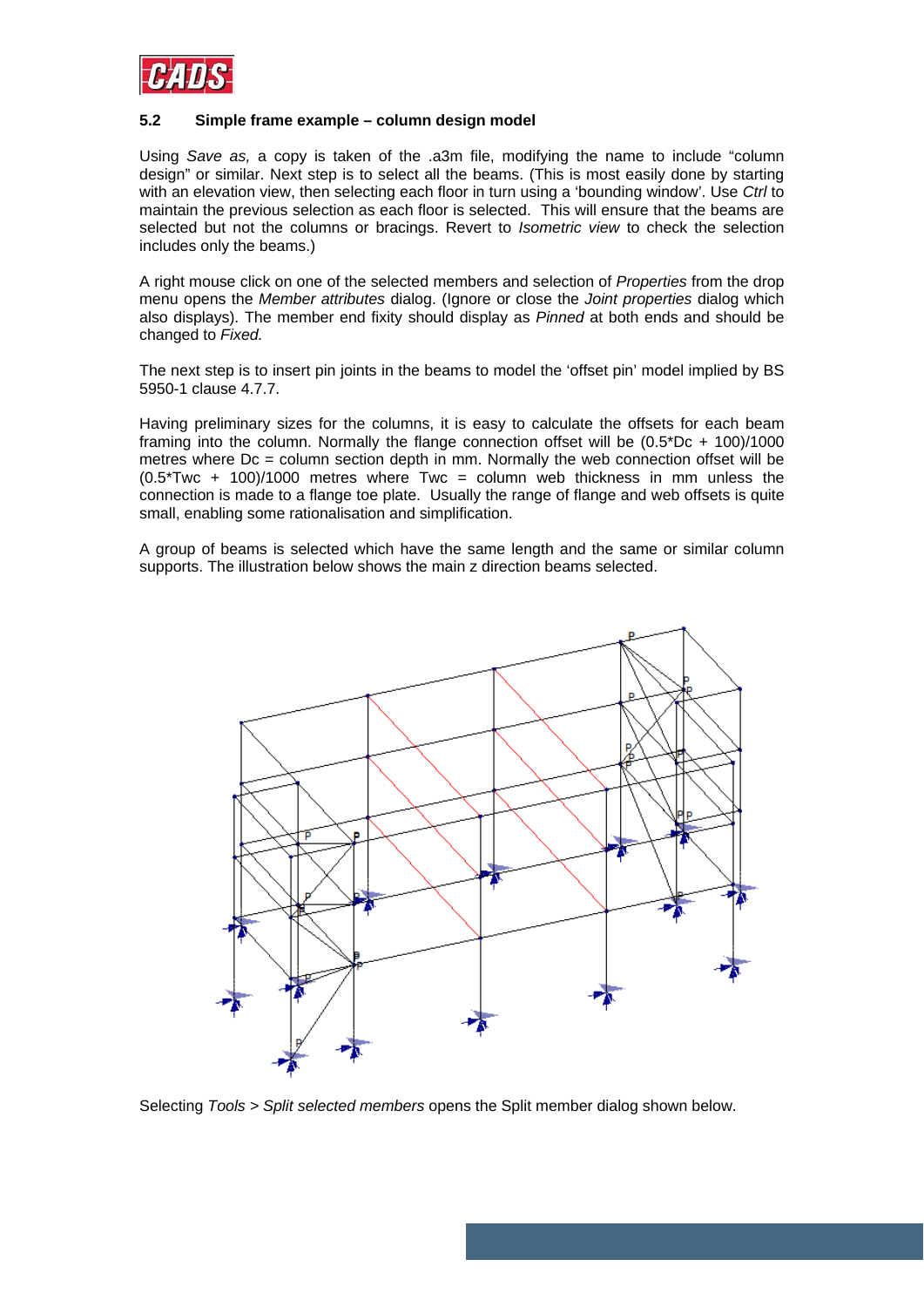### 5.2 Simple frame example – column design model

Using *Save as,* a copy is taken of the .a3m file, modifying the name to include "column design" or similar. Next step is to select all the beams. (This is most easily done by starting with an elevation view, then selecting each floor in turn using a 'bounding window'. Use *Ctrl* to maintain the previous selection as each floor is selected. This will ensure that the beams are selected but not the columns or bracings. Revert to *Isometric view* to check the selection includes only the beams.)

A right mouse click on one of the selected members and selection of *Properties* from the drop menu opens the *Member attributes* dialog. (Ignore or close the *Joint properties* dialog which also displays). The member end fixity should display as *Pinned* at both ends and should be changed to *Fixed.*

The next step is to insert pin joints in the beams to model the 'offset pin' model implied by BS 5950-1 clause 4.7.7.

Having preliminary sizes for the columns, it is easy to calculate the offsets for each beam framing into the column. Normally the flange connection offset will be $(0.5*Dc + 100)/1000$ metres where Dc = column section depth in mm. Normally the web connection offset will be $(0.5*Twc + 100)/1000$ metres where Twc = column web thickness in mm unless the connection is made to a flange toe plate. Usually the range of flange and web offsets is quite small, enabling some rationalisation and simplification.

A group of beams is selected which have the same length and the same or similar column supports. The illustration below shows the main z direction beams selected.

Selecting *Tools* > *Split selected members* opens the Split member dialog shown below.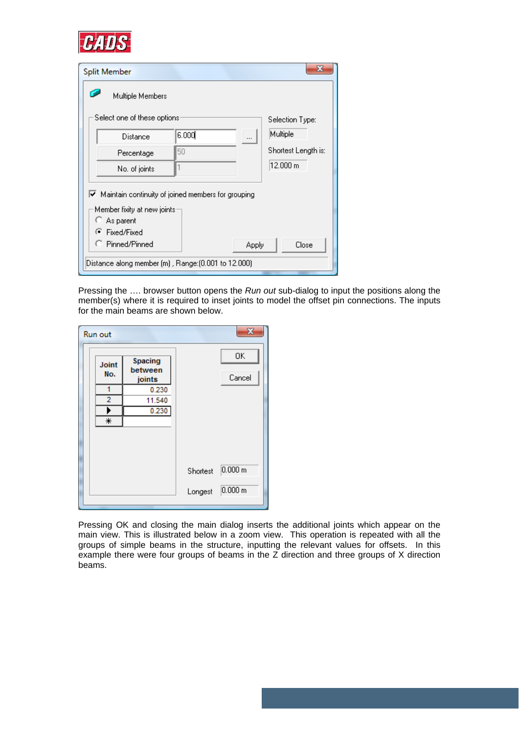Pressing the …. browser button opens the *Run out* sub-dialog to input the positions along the member(s) where it is required to inset joints to model the offset pin connections. The inputs for the main beams are shown below.

Pressing OK and closing the main dialog inserts the additional joints which appear on the main view. This is illustrated below in a zoom view. This operation is repeated with all the groups of simple beams in the structure, inputting the relevant values for offsets. In this example there were four groups of beams in the Z direction and three groups of X direction beams.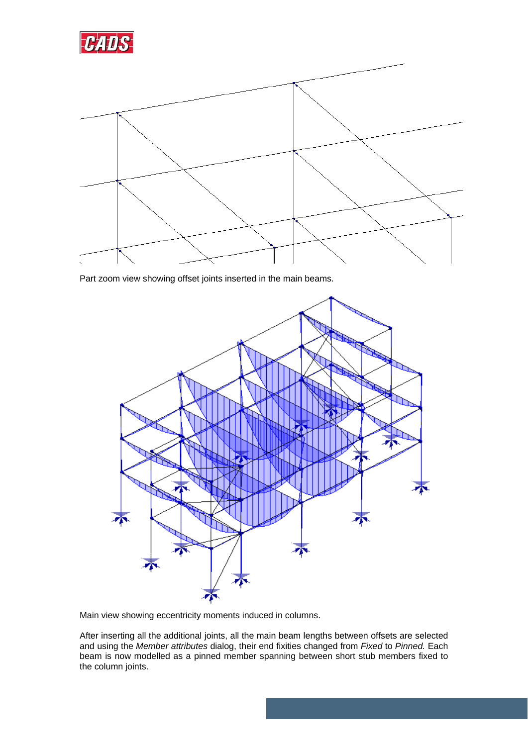Part zoom view showing offset joints inserted in the main beams.

Main view showing eccentricity moments induced in columns.

After inserting all the additional joints, all the main beam lengths between offsets are selected and using the *Member attributes* dialog, their end fixities changed from *Fixed* to *Pinned.* Each beam is now modelled as a pinned member spanning between short stub members fixed to the column joints.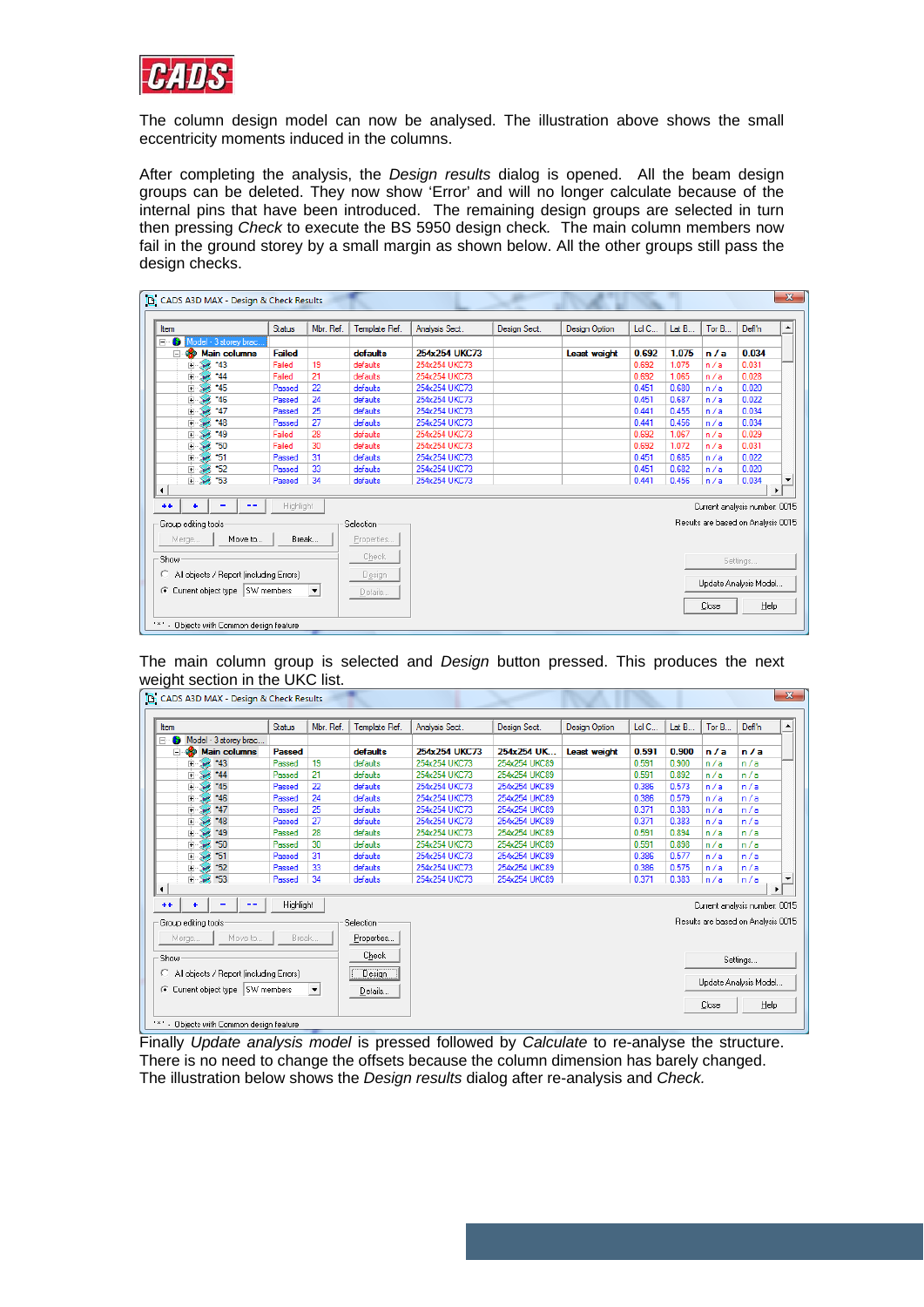The column design model can now be analysed. The illustration above shows the small eccentricity moments induced in the columns.

After completing the analysis, the *Design results* dialog is opened. All the beam design groups can be deleted. They now show 'Error' and will no longer calculate because of the internal pins that have been introduced. The remaining design groups are selected in turn then pressing *Check* to execute the BS 5950 design check. The main column members now fail in the ground storey by a small margin as shown below. All the other groups still pass the design checks.

CADS A3D MAX - Design & Check Results

| Item | Status | Mbr. Ref. | Template Ref. | Analysis Sect. | Design Sect. | Design Option | Lcl C... | Lat B... | Tor B... | Defl'n |
|---|---|---|---|---|---|---|---|---|---|---|
| Model - 3 storey brac... | | | | | | | | | | |
| Main columns | Failed | | defaults | 254x254 UKC73 | | Least weight | 0.692 | 1.075 | n / a | 0.034 |
| *43 | Failed | 19 | defaults | 254x254 UKC73 | | | 0.692 | 1.075 | n / a | 0.031 |
| *44 | Failed | 21 | defaults | 254x254 UKC73 | | | 0.692 | 1.065 | n / a | 0.028 |
| *45 | Passed | 22 | defaults | 254x254 UKC73 | | | 0.451 | 0.680 | n / a | 0.020 |
| *46 | Passed | 24 | defaults | 254x254 UKC73 | | | 0.451 | 0.687 | n / a | 0.022 |
| *47 | Passed | 25 | defaults | 254x254 UKC73 | | | 0.441 | 0.455 | n / a | 0.034 |
| *48 | Passed | 27 | defaults | 254x254 UKC73 | | | 0.441 | 0.456 | n / a | 0.034 |
| *49 | Failed | 28 | defaults | 254x254 UKC73 | | | 0.692 | 1.067 | n / a | 0.029 |
| *50 | Failed | 30 | defaults | 254x254 UKC73 | | | 0.692 | 1.072 | n / a | 0.031 |
| *51 | Passed | 31 | defaults | 254x254 UKC73 | | | 0.451 | 0.685 | n / a | 0.022 |
| *52 | Passed | 33 | defaults | 254x254 UKC73 | | | 0.451 | 0.682 | n / a | 0.020 |
| *53 | Passed | 34 | defaults | 254x254 UKC73 | | | 0.441 | 0.456 | n / a | 0.034 |

Current analysis number: 0015
Results are based on Analysis: 0015

Group editing tools: Merge... Move to... Break...
Show: All objects / Report (including Errors) / Current object type: SW members
Selection: Properties... Check Design Details...
Settings... Update Analysis Model... Close Help

'*' - Objects with Common design feature

The main column group is selected and *Design* button pressed. This produces the next weight section in the UKC list.

CADS A3D MAX - Design & Check Results

| Item | Status | Mbr. Ref. | Template Ref. | Analysis Sect. | Design Sect. | Design Option | Lcl C... | Lat B... | Tor B... | Defl'n |
|---|---|---|---|---|---|---|---|---|---|---|
| Model - 3 storey brac... | | | | | | | | | | |
| Main columns | Passed | | defaults | 254x254 UKC73 | 254x254 UK... | Least weight | 0.591 | 0.900 | n / a | n / a |
| *43 | Passed | 19 | defaults | 254x254 UKC73 | 254x254 UKC89 | | 0.591 | 0.900 | n / a | n / a |
| *44 | Passed | 21 | defaults | 254x254 UKC73 | 254x254 UKC89 | | 0.591 | 0.892 | n / a | n / a |
| *45 | Passed | 22 | defaults | 254x254 UKC73 | 254x254 UKC89 | | 0.386 | 0.573 | n / a | n / a |
| *46 | Passed | 24 | defaults | 254x254 UKC73 | 254x254 UKC89 | | 0.386 | 0.579 | n / a | n / a |
| *47 | Passed | 25 | defaults | 254x254 UKC73 | 254x254 UKC89 | | 0.371 | 0.383 | n / a | n / a |
| *48 | Passed | 27 | defaults | 254x254 UKC73 | 254x254 UKC89 | | 0.371 | 0.383 | n / a | n / a |
| *49 | Passed | 28 | defaults | 254x254 UKC73 | 254x254 UKC89 | | 0.591 | 0.894 | n / a | n / a |
| *50 | Passed | 30 | defaults | 254x254 UKC73 | 254x254 UKC89 | | 0.591 | 0.898 | n / a | n / a |
| *51 | Passed | 31 | defaults | 254x254 UKC73 | 254x254 UKC89 | | 0.386 | 0.577 | n / a | n / a |
| *52 | Passed | 33 | defaults | 254x254 UKC73 | 254x254 UKC89 | | 0.386 | 0.575 | n / a | n / a |
| *53 | Passed | 34 | defaults | 254x254 UKC73 | 254x254 UKC89 | | 0.371 | 0.383 | n / a | n / a |

Current analysis number: 0015
Results are based on Analysis: 0015

Group editing tools: Merge... Move to... Break...
Show: All objects / Report (including Errors) / Current object type: SW members
Selection: Properties... Check Design Details...
Settings... Update Analysis Model... Close Help

'*' - Objects with Common design feature

Finally *Update analysis model* is pressed followed by *Calculate* to re-analyse the structure. There is no need to change the offsets because the column dimension has barely changed. The illustration below shows the *Design results* dialog after re-analysis and *Check.*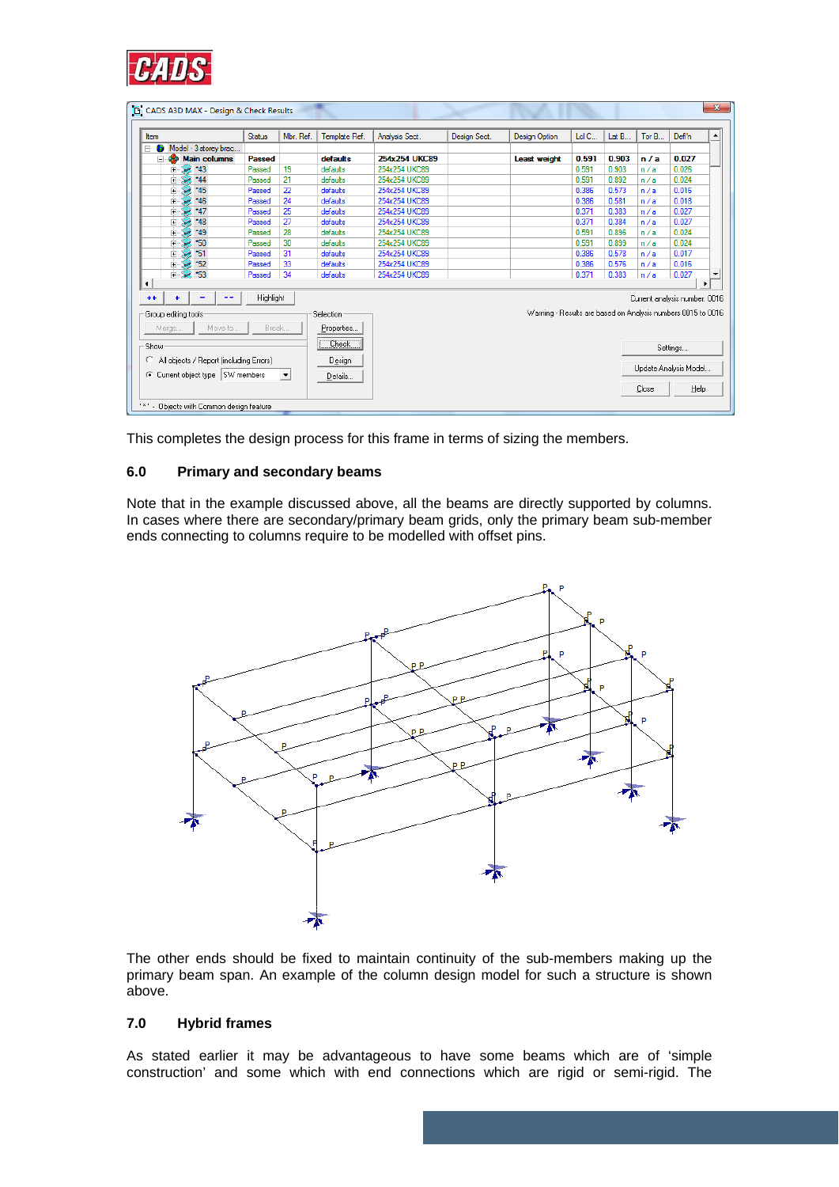This completes the design process for this frame in terms of sizing the members.

## 6.0 Primary and secondary beams

Note that in the example discussed above, all the beams are directly supported by columns. In cases where there are secondary/primary beam grids, only the primary beam sub-member ends connecting to columns require to be modelled with offset pins.

The other ends should be fixed to maintain continuity of the sub-members making up the primary beam span. An example of the column design model for such a structure is shown above.

## 7.0 Hybrid frames

As stated earlier it may be advantageous to have some beams which are of 'simple construction' and some which with end connections which are rigid or semi-rigid. The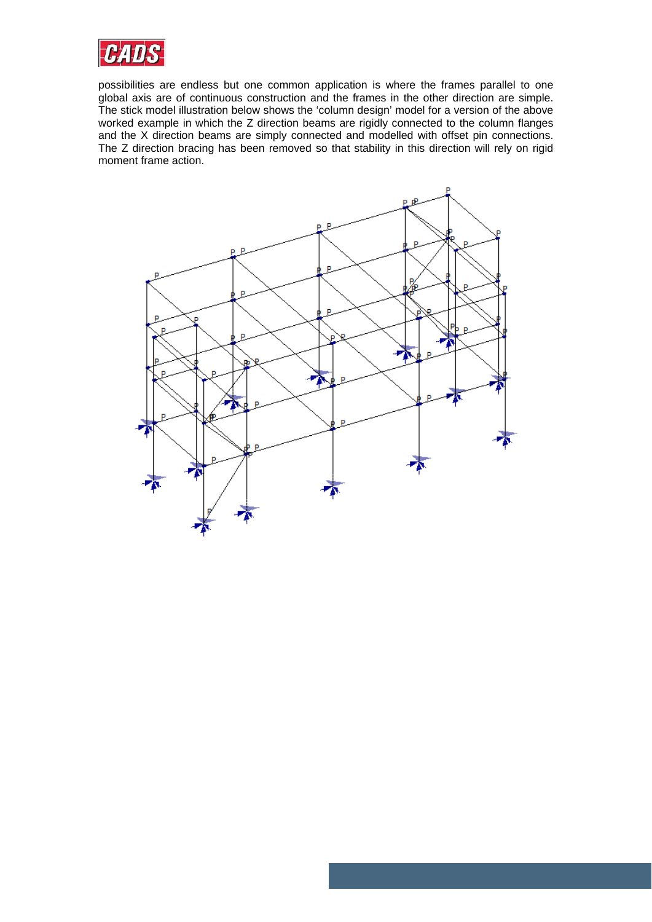possibilities are endless but one common application is where the frames parallel to one global axis are of continuous construction and the frames in the other direction are simple. The stick model illustration below shows the 'column design' model for a version of the above worked example in which the Z direction beams are rigidly connected to the column flanges and the X direction beams are simply connected and modelled with offset pin connections. The Z direction bracing has been removed so that stability in this direction will rely on rigid moment frame action.